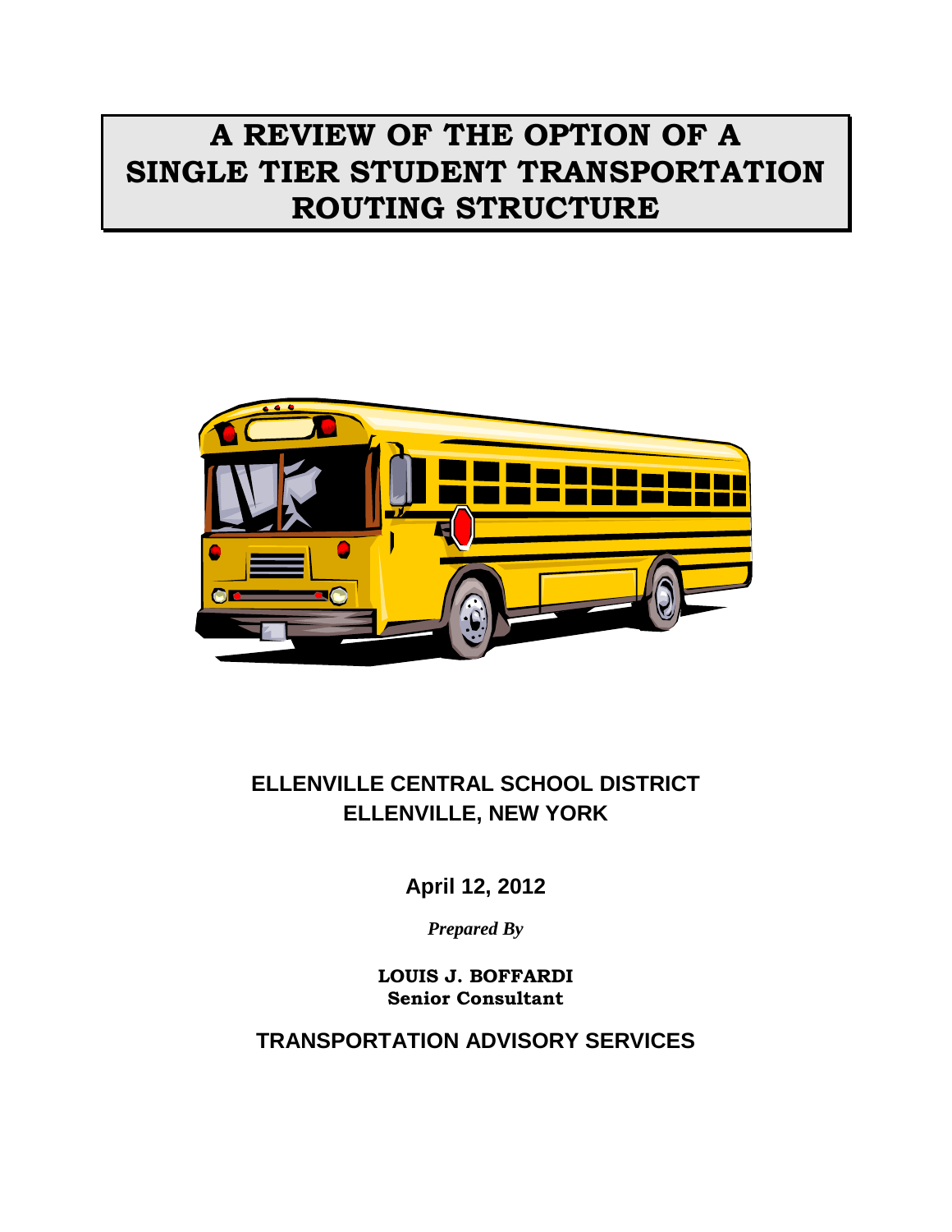# A REVIEW OF THE OPTION OF A SINGLE TIER STUDENT TRANSPORTATION ROUTING STRUCTURE

**ELLENVILLE CENTRAL SCHOOL DISTRICT**
**ELLENVILLE, NEW YORK**

**April 12, 2012**

***Prepared By***

**LOUIS J. BOFFARDI**
**Senior Consultant**

**TRANSPORTATION ADVISORY SERVICES**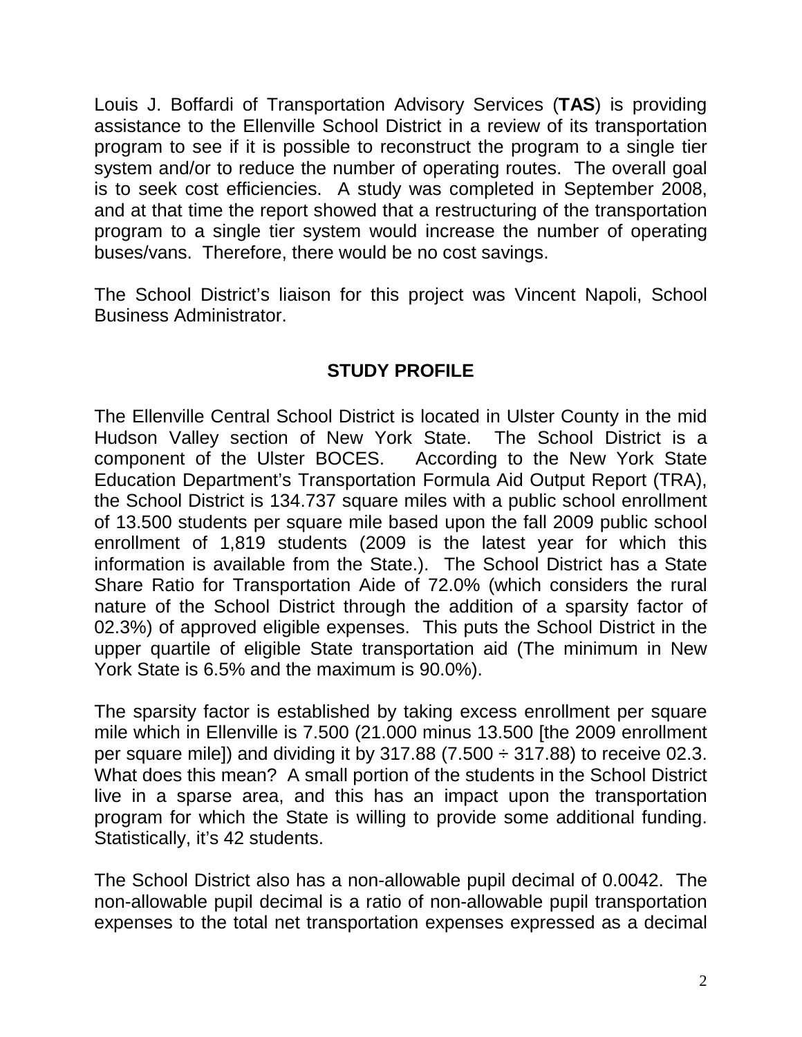Louis J. Boffardi of Transportation Advisory Services (**TAS**) is providing assistance to the Ellenville School District in a review of its transportation program to see if it is possible to reconstruct the program to a single tier system and/or to reduce the number of operating routes. The overall goal is to seek cost efficiencies. A study was completed in September 2008, and at that time the report showed that a restructuring of the transportation program to a single tier system would increase the number of operating buses/vans. Therefore, there would be no cost savings.

The School District's liaison for this project was Vincent Napoli, School Business Administrator.

## STUDY PROFILE

The Ellenville Central School District is located in Ulster County in the mid Hudson Valley section of New York State. The School District is a component of the Ulster BOCES. According to the New York State Education Department's Transportation Formula Aid Output Report (TRA), the School District is 134.737 square miles with a public school enrollment of 13.500 students per square mile based upon the fall 2009 public school enrollment of 1,819 students (2009 is the latest year for which this information is available from the State.). The School District has a State Share Ratio for Transportation Aide of 72.0% (which considers the rural nature of the School District through the addition of a sparsity factor of 02.3%) of approved eligible expenses. This puts the School District in the upper quartile of eligible State transportation aid (The minimum in New York State is 6.5% and the maximum is 90.0%).

The sparsity factor is established by taking excess enrollment per square mile which in Ellenville is 7.500 (21.000 minus 13.500 [the 2009 enrollment per square mile]) and dividing it by 317.88 (7.500 ÷ 317.88) to receive 02.3. What does this mean? A small portion of the students in the School District live in a sparse area, and this has an impact upon the transportation program for which the State is willing to provide some additional funding. Statistically, it's 42 students.

The School District also has a non-allowable pupil decimal of 0.0042. The non-allowable pupil decimal is a ratio of non-allowable pupil transportation expenses to the total net transportation expenses expressed as a decimal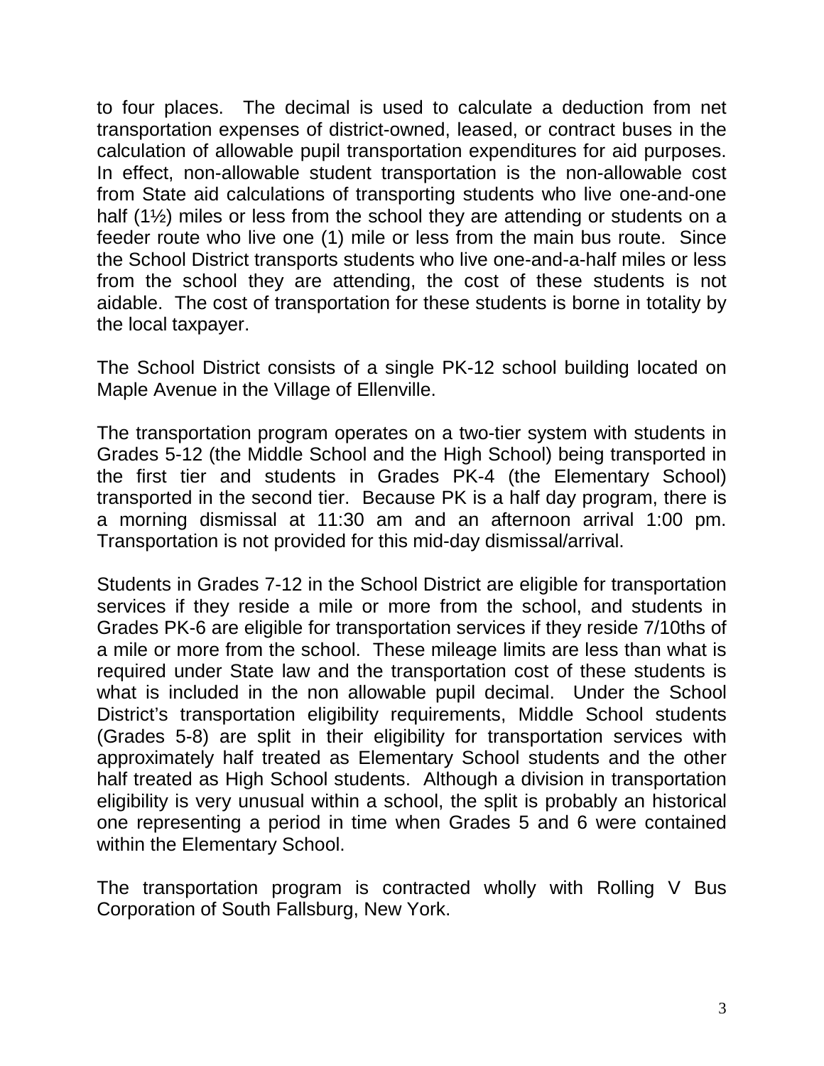to four places. The decimal is used to calculate a deduction from net transportation expenses of district-owned, leased, or contract buses in the calculation of allowable pupil transportation expenditures for aid purposes. In effect, non-allowable student transportation is the non-allowable cost from State aid calculations of transporting students who live one-and-one half (1½) miles or less from the school they are attending or students on a feeder route who live one (1) mile or less from the main bus route. Since the School District transports students who live one-and-a-half miles or less from the school they are attending, the cost of these students is not aidable. The cost of transportation for these students is borne in totality by the local taxpayer.

The School District consists of a single PK-12 school building located on Maple Avenue in the Village of Ellenville.

The transportation program operates on a two-tier system with students in Grades 5-12 (the Middle School and the High School) being transported in the first tier and students in Grades PK-4 (the Elementary School) transported in the second tier. Because PK is a half day program, there is a morning dismissal at 11:30 am and an afternoon arrival 1:00 pm. Transportation is not provided for this mid-day dismissal/arrival.

Students in Grades 7-12 in the School District are eligible for transportation services if they reside a mile or more from the school, and students in Grades PK-6 are eligible for transportation services if they reside 7/10ths of a mile or more from the school. These mileage limits are less than what is required under State law and the transportation cost of these students is what is included in the non allowable pupil decimal. Under the School District's transportation eligibility requirements, Middle School students (Grades 5-8) are split in their eligibility for transportation services with approximately half treated as Elementary School students and the other half treated as High School students. Although a division in transportation eligibility is very unusual within a school, the split is probably an historical one representing a period in time when Grades 5 and 6 were contained within the Elementary School.

The transportation program is contracted wholly with Rolling V Bus Corporation of South Fallsburg, New York.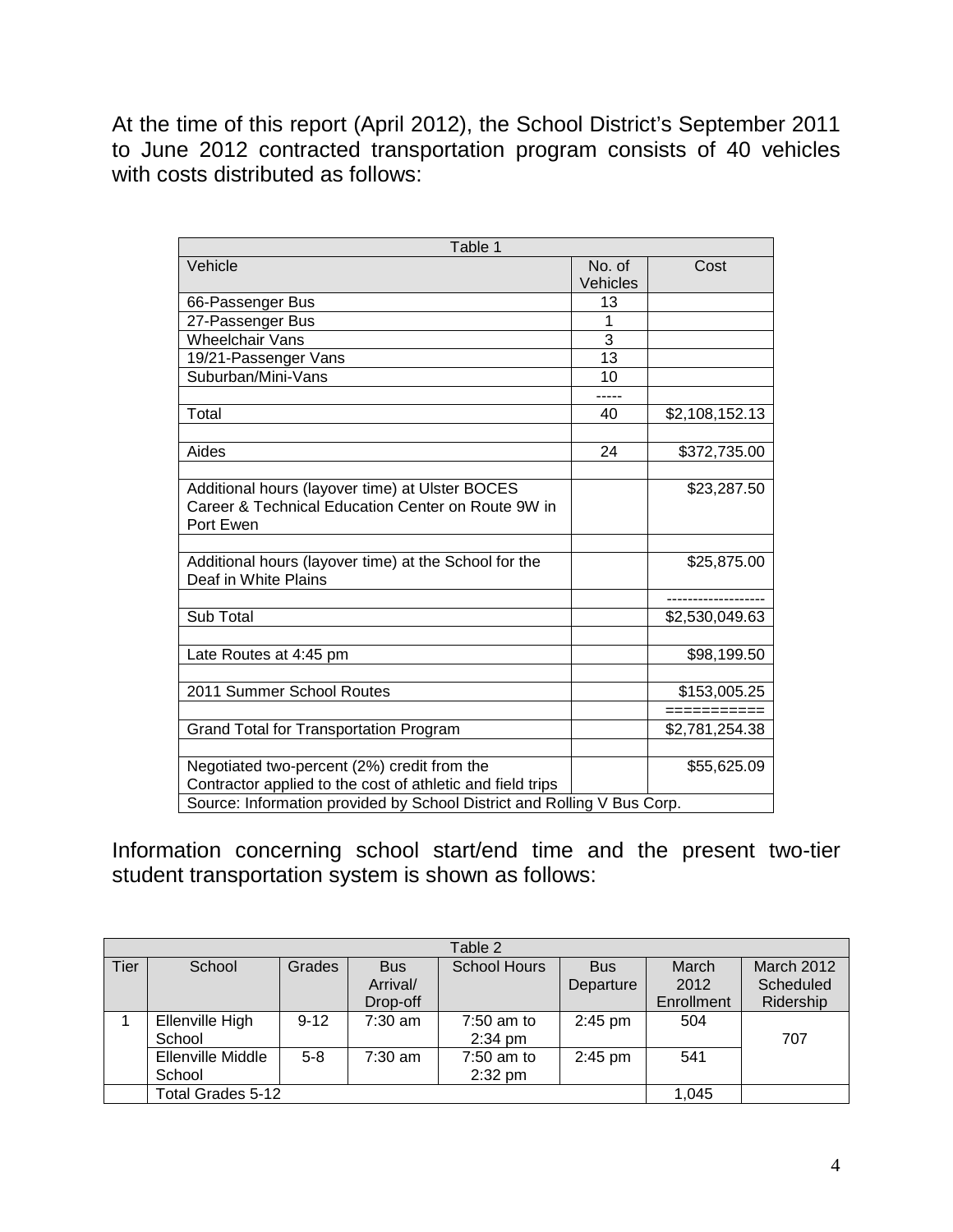At the time of this report (April 2012), the School District's September 2011 to June 2012 contracted transportation program consists of 40 vehicles with costs distributed as follows:

| Table 1 | | |
|---|---|---|
| Vehicle | No. of Vehicles | Cost |
| 66-Passenger Bus | 13 | |
| 27-Passenger Bus | 1 | |
| Wheelchair Vans | 3 | |
| 19/21-Passenger Vans | 13 | |
| Suburban/Mini-Vans | 10 | |
| | ----- | |
| Total | 40 | $2,108,152.13 |
| | | |
| Aides | 24 | $372,735.00 |
| | | |
| Additional hours (layover time) at Ulster BOCES Career & Technical Education Center on Route 9W in Port Ewen | | $23,287.50 |
| | | |
| Additional hours (layover time) at the School for the Deaf in White Plains | | $25,875.00 |
| | | ------------------ |
| Sub Total | | $2,530,049.63 |
| | | |
| Late Routes at 4:45 pm | | $98,199.50 |
| | | |
| 2011 Summer School Routes | | $153,005.25 |
| | | =========== |
| Grand Total for Transportation Program | | $2,781,254.38 |
| | | |
| Negotiated two-percent (2%) credit from the Contractor applied to the cost of athletic and field trips | | $55,625.09 |
| Source: Information provided by School District and Rolling V Bus Corp. | | |

Information concerning school start/end time and the present two-tier student transportation system is shown as follows:

| Table 2 | | | | | | | |
|---|---|---|---|---|---|---|---|
| Tier | School | Grades | Bus Arrival/ Drop-off | School Hours | Bus Departure | March 2012 Enrollment | March 2012 Scheduled Ridership |
| 1 | Ellenville High School | 9-12 | 7:30 am | 7:50 am to 2:34 pm | 2:45 pm | 504 | 707 |
| | Ellenville Middle School | 5-8 | 7:30 am | 7:50 am to 2:32 pm | 2:45 pm | 541 | |
| | Total Grades 5-12 | | | | | 1,045 | |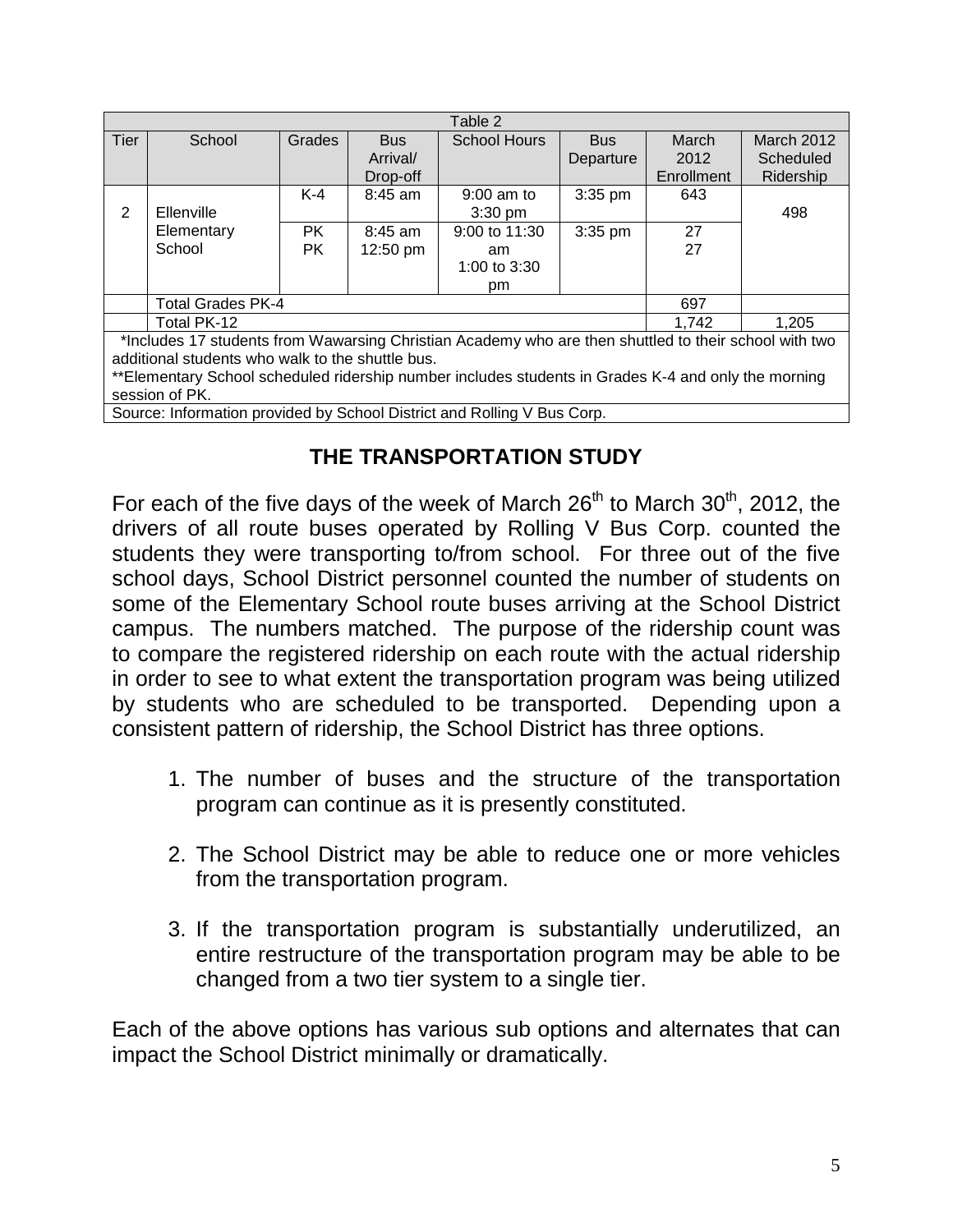| Table 2 | | | | | | | |
|---|---|---|---|---|---|---|---|
| Tier | School | Grades | Bus Arrival/ Drop-off | School Hours | Bus Departure | March 2012 Enrollment | March 2012 Scheduled Ridership |
| 2 | Ellenville Elementary School | K-4 | 8:45 am | 9:00 am to 3:30 pm | 3:35 pm | 643 | 498 |
| | | PK<br>PK | 8:45 am<br>12:50 pm | 9:00 to 11:30 am<br>1:00 to 3:30 pm | 3:35 pm | 27<br>27 | |
| | Total Grades PK-4 | | | | | 697 | |
| | Total PK-12 | | | | | 1,742 | 1,205 |

*Includes 17 students from Wawarsing Christian Academy who are then shuttled to their school with two additional students who walk to the shuttle bus.

**Elementary School scheduled ridership number includes students in Grades K-4 and only the morning session of PK.

Source: Information provided by School District and Rolling V Bus Corp.

## THE TRANSPORTATION STUDY

For each of the five days of the week of March 26th to March 30th, 2012, the drivers of all route buses operated by Rolling V Bus Corp. counted the students they were transporting to/from school. For three out of the five school days, School District personnel counted the number of students on some of the Elementary School route buses arriving at the School District campus. The numbers matched. The purpose of the ridership count was to compare the registered ridership on each route with the actual ridership in order to see to what extent the transportation program was being utilized by students who are scheduled to be transported. Depending upon a consistent pattern of ridership, the School District has three options.

1. The number of buses and the structure of the transportation program can continue as it is presently constituted.

2. The School District may be able to reduce one or more vehicles from the transportation program.

3. If the transportation program is substantially underutilized, an entire restructure of the transportation program may be able to be changed from a two tier system to a single tier.

Each of the above options has various sub options and alternates that can impact the School District minimally or dramatically.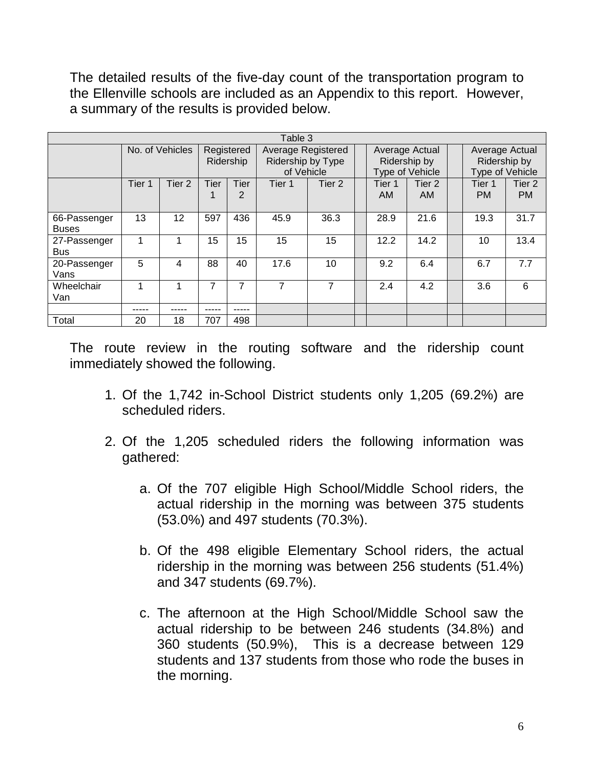The detailed results of the five-day count of the transportation program to the Ellenville schools are included as an Appendix to this report. However, a summary of the results is provided below.

| Table 3 | | | | | | | | | | | | | |
|---|---|---|---|---|---|---|---|---|---|---|---|---|---|
| | No. of Vehicles | | Registered Ridership | | Average Registered Ridership by Type of Vehicle | | | Average Actual Ridership by Type of Vehicle | | | Average Actual Ridership by Type of Vehicle | |
| | Tier 1 | Tier 2 | Tier 1 | Tier 2 | Tier 1 | Tier 2 | | Tier 1 AM | Tier 2 AM | | Tier 1 PM | Tier 2 PM |
| 66-Passenger Buses | 13 | 12 | 597 | 436 | 45.9 | 36.3 | | 28.9 | 21.6 | | 19.3 | 31.7 |
| 27-Passenger Bus | 1 | 1 | 15 | 15 | 15 | 15 | | 12.2 | 14.2 | | 10 | 13.4 |
| 20-Passenger Vans | 5 | 4 | 88 | 40 | 17.6 | 10 | | 9.2 | 6.4 | | 6.7 | 7.7 |
| Wheelchair Van | 1 | 1 | 7 | 7 | 7 | 7 | | 2.4 | 4.2 | | 3.6 | 6 |
| | ----- | ----- | ----- | ----- | | | | | | | | |
| Total | 20 | 18 | 707 | 498 | | | | | | | | |

The route review in the routing software and the ridership count immediately showed the following.

1. Of the 1,742 in-School District students only 1,205 (69.2%) are scheduled riders.

2. Of the 1,205 scheduled riders the following information was gathered:

   a. Of the 707 eligible High School/Middle School riders, the actual ridership in the morning was between 375 students (53.0%) and 497 students (70.3%).

   b. Of the 498 eligible Elementary School riders, the actual ridership in the morning was between 256 students (51.4%) and 347 students (69.7%).

   c. The afternoon at the High School/Middle School saw the actual ridership to be between 246 students (34.8%) and 360 students (50.9%), This is a decrease between 129 students and 137 students from those who rode the buses in the morning.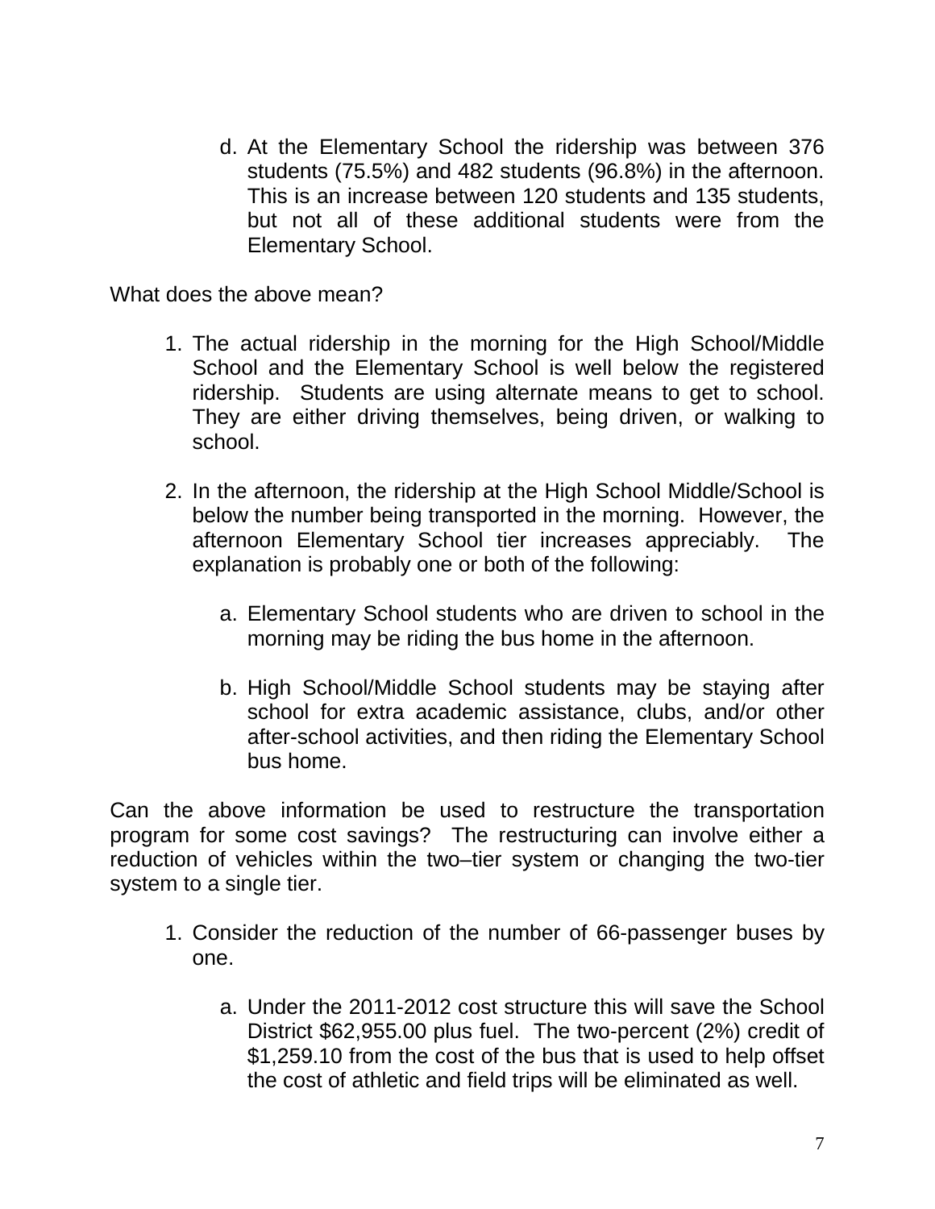d. At the Elementary School the ridership was between 376 students (75.5%) and 482 students (96.8%) in the afternoon. This is an increase between 120 students and 135 students, but not all of these additional students were from the Elementary School.

What does the above mean?

1. The actual ridership in the morning for the High School/Middle School and the Elementary School is well below the registered ridership. Students are using alternate means to get to school. They are either driving themselves, being driven, or walking to school.

2. In the afternoon, the ridership at the High School Middle/School is below the number being transported in the morning. However, the afternoon Elementary School tier increases appreciably. The explanation is probably one or both of the following:

   a. Elementary School students who are driven to school in the morning may be riding the bus home in the afternoon.

   b. High School/Middle School students may be staying after school for extra academic assistance, clubs, and/or other after-school activities, and then riding the Elementary School bus home.

Can the above information be used to restructure the transportation program for some cost savings? The restructuring can involve either a reduction of vehicles within the two–tier system or changing the two-tier system to a single tier.

1. Consider the reduction of the number of 66-passenger buses by one.

   a. Under the 2011-2012 cost structure this will save the School District $62,955.00 plus fuel. The two-percent (2%) credit of $1,259.10 from the cost of the bus that is used to help offset the cost of athletic and field trips will be eliminated as well.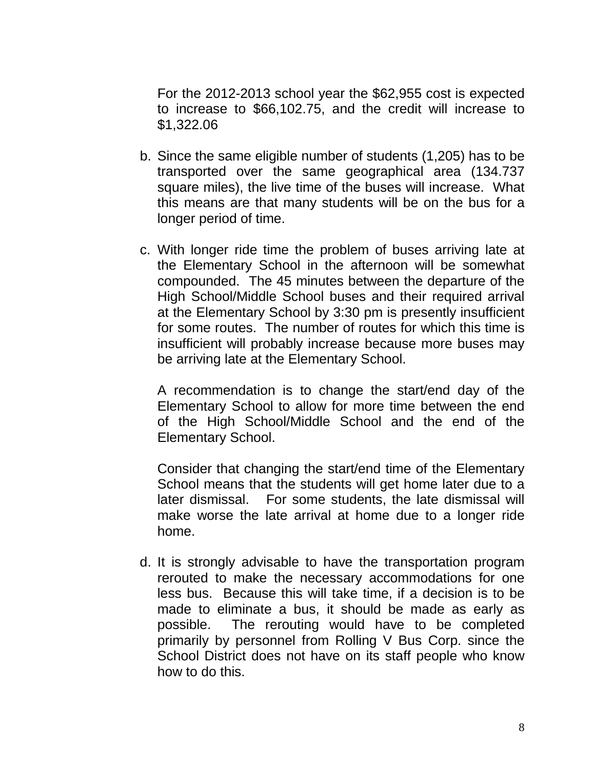For the 2012-2013 school year the $62,955 cost is expected to increase to $66,102.75, and the credit will increase to $1,322.06

b. Since the same eligible number of students (1,205) has to be transported over the same geographical area (134.737 square miles), the live time of the buses will increase. What this means are that many students will be on the bus for a longer period of time.

c. With longer ride time the problem of buses arriving late at the Elementary School in the afternoon will be somewhat compounded. The 45 minutes between the departure of the High School/Middle School buses and their required arrival at the Elementary School by 3:30 pm is presently insufficient for some routes. The number of routes for which this time is insufficient will probably increase because more buses may be arriving late at the Elementary School.

   A recommendation is to change the start/end day of the Elementary School to allow for more time between the end of the High School/Middle School and the end of the Elementary School.

   Consider that changing the start/end time of the Elementary School means that the students will get home later due to a later dismissal. For some students, the late dismissal will make worse the late arrival at home due to a longer ride home.

d. It is strongly advisable to have the transportation program rerouted to make the necessary accommodations for one less bus. Because this will take time, if a decision is to be made to eliminate a bus, it should be made as early as possible. The rerouting would have to be completed primarily by personnel from Rolling V Bus Corp. since the School District does not have on its staff people who know how to do this.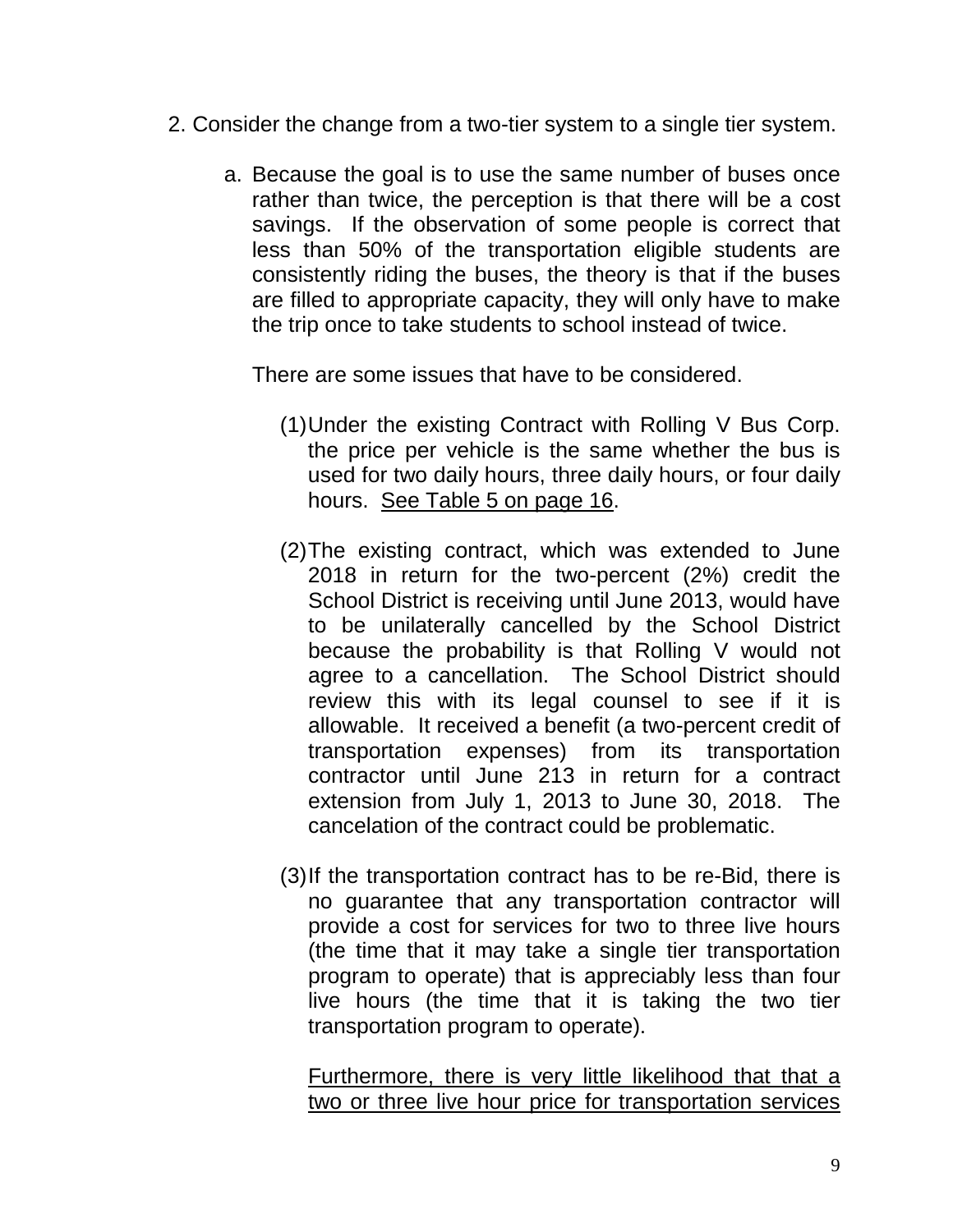2. Consider the change from a two-tier system to a single tier system.

   a. Because the goal is to use the same number of buses once rather than twice, the perception is that there will be a cost savings. If the observation of some people is correct that less than 50% of the transportation eligible students are consistently riding the buses, the theory is that if the buses are filled to appropriate capacity, they will only have to make the trip once to take students to school instead of twice.

      There are some issues that have to be considered.

      (1) Under the existing Contract with Rolling V Bus Corp. the price per vehicle is the same whether the bus is used for two daily hours, three daily hours, or four daily hours. <u>See Table 5 on page 16</u>.

      (2) The existing contract, which was extended to June 2018 in return for the two-percent (2%) credit the School District is receiving until June 2013, would have to be unilaterally cancelled by the School District because the probability is that Rolling V would not agree to a cancellation. The School District should review this with its legal counsel to see if it is allowable. It received a benefit (a two-percent credit of transportation expenses) from its transportation contractor until June 213 in return for a contract extension from July 1, 2013 to June 30, 2018. The cancelation of the contract could be problematic.

      (3) If the transportation contract has to be re-Bid, there is no guarantee that any transportation contractor will provide a cost for services for two to three live hours (the time that it may take a single tier transportation program to operate) that is appreciably less than four live hours (the time that it is taking the two tier transportation program to operate).

      <u>Furthermore, there is very little likelihood that that a two or three live hour price for transportation services</u>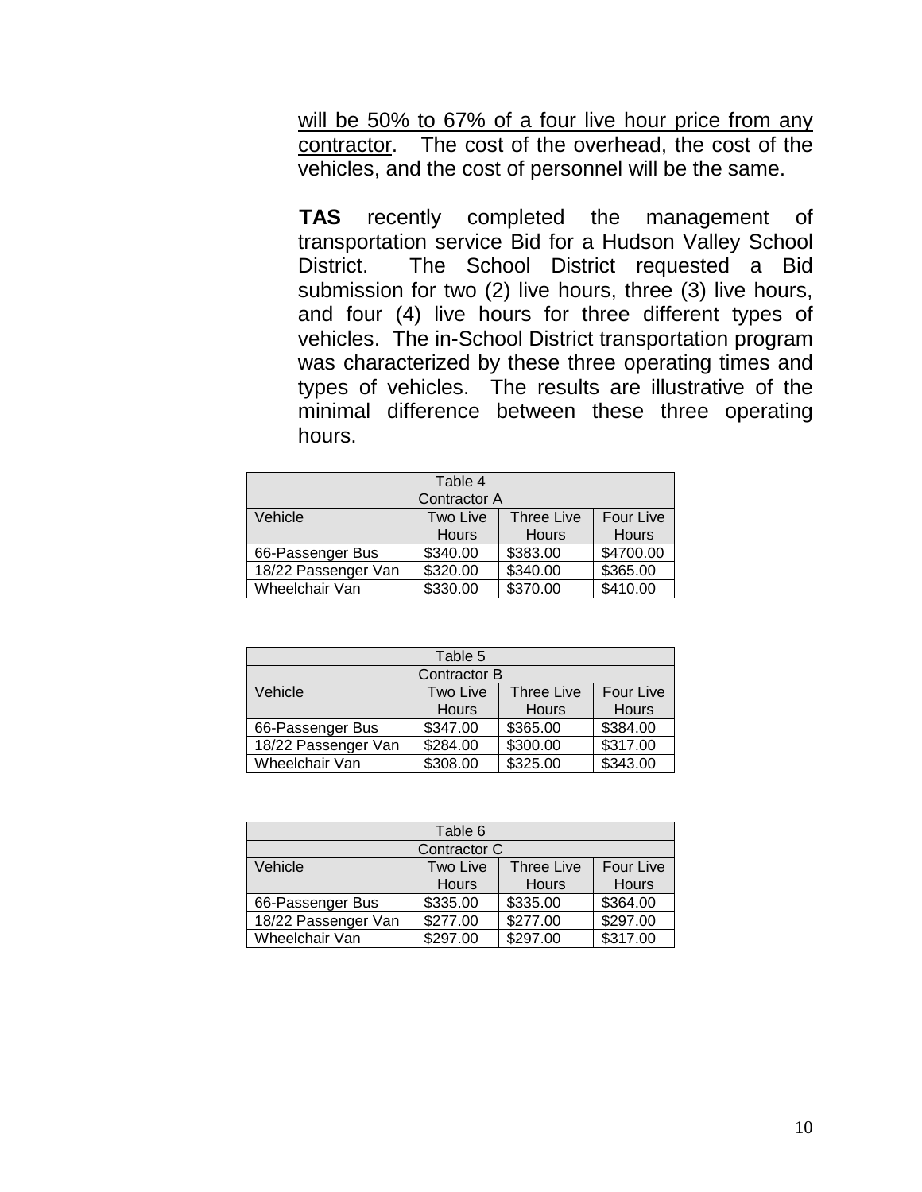<u>will be 50% to 67% of a four live hour price from any contractor</u>. The cost of the overhead, the cost of the vehicles, and the cost of personnel will be the same.

**TAS** recently completed the management of transportation service Bid for a Hudson Valley School District. The School District requested a Bid submission for two (2) live hours, three (3) live hours, and four (4) live hours for three different types of vehicles. The in-School District transportation program was characterized by these three operating times and types of vehicles. The results are illustrative of the minimal difference between these three operating hours.

| Table 4 | | | |
|---|---|---|---|
| Contractor A | | | |
| Vehicle | Two Live Hours | Three Live Hours | Four Live Hours |
| 66-Passenger Bus | $340.00 | $383.00 | $4700.00 |
| 18/22 Passenger Van | $320.00 | $340.00 | $365.00 |
| Wheelchair Van | $330.00 | $370.00 | $410.00 |

| Table 5 | | | |
|---|---|---|---|
| Contractor B | | | |
| Vehicle | Two Live Hours | Three Live Hours | Four Live Hours |
| 66-Passenger Bus | $347.00 | $365.00 | $384.00 |
| 18/22 Passenger Van | $284.00 | $300.00 | $317.00 |
| Wheelchair Van | $308.00 | $325.00 | $343.00 |

| Table 6 | | | |
|---|---|---|---|
| Contractor C | | | |
| Vehicle | Two Live Hours | Three Live Hours | Four Live Hours |
| 66-Passenger Bus | $335.00 | $335.00 | $364.00 |
| 18/22 Passenger Van | $277.00 | $277.00 | $297.00 |
| Wheelchair Van | $297.00 | $297.00 | $317.00 |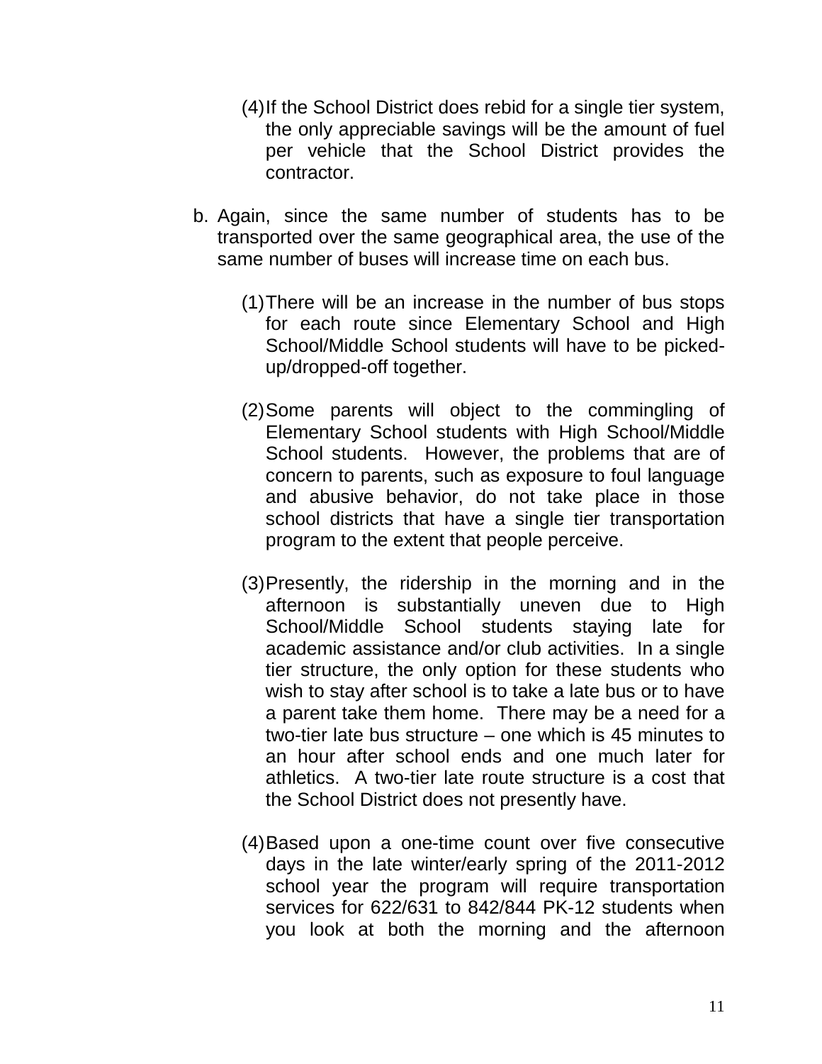(4) If the School District does rebid for a single tier system, the only appreciable savings will be the amount of fuel per vehicle that the School District provides the contractor.

b. Again, since the same number of students has to be transported over the same geographical area, the use of the same number of buses will increase time on each bus.

   (1) There will be an increase in the number of bus stops for each route since Elementary School and High School/Middle School students will have to be picked-up/dropped-off together.

   (2) Some parents will object to the commingling of Elementary School students with High School/Middle School students. However, the problems that are of concern to parents, such as exposure to foul language and abusive behavior, do not take place in those school districts that have a single tier transportation program to the extent that people perceive.

   (3) Presently, the ridership in the morning and in the afternoon is substantially uneven due to High School/Middle School students staying late for academic assistance and/or club activities. In a single tier structure, the only option for these students who wish to stay after school is to take a late bus or to have a parent take them home. There may be a need for a two-tier late bus structure – one which is 45 minutes to an hour after school ends and one much later for athletics. A two-tier late route structure is a cost that the School District does not presently have.

   (4) Based upon a one-time count over five consecutive days in the late winter/early spring of the 2011-2012 school year the program will require transportation services for 622/631 to 842/844 PK-12 students when you look at both the morning and the afternoon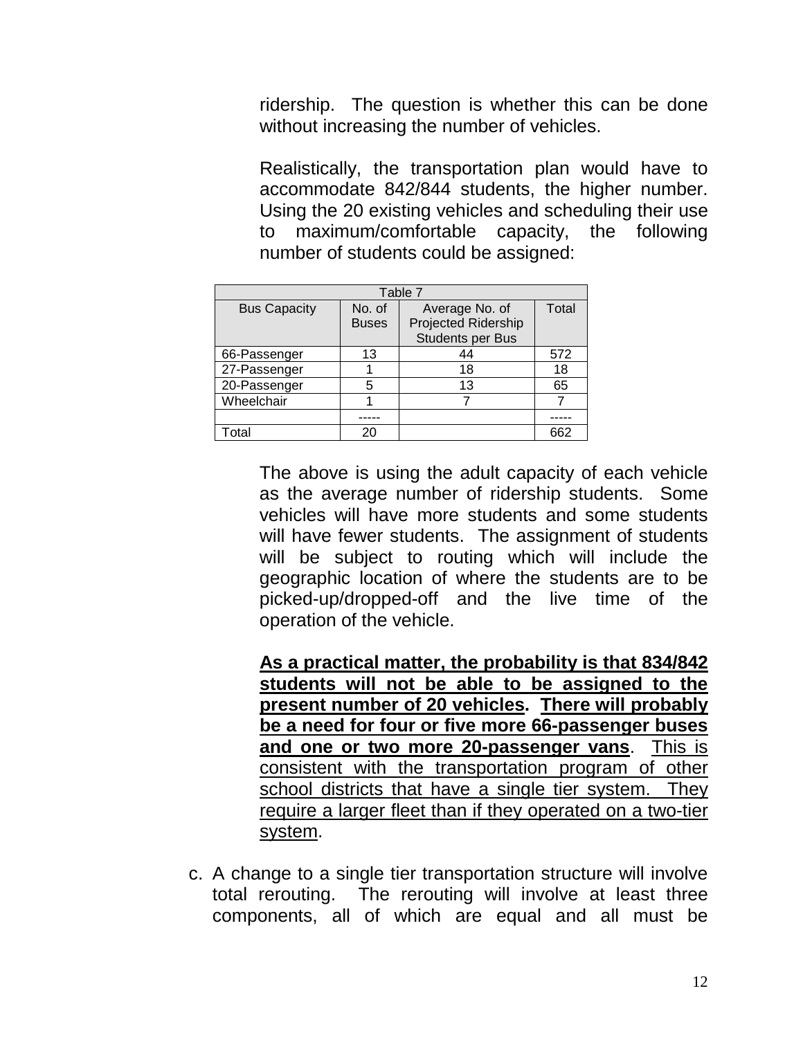ridership. The question is whether this can be done without increasing the number of vehicles.

Realistically, the transportation plan would have to accommodate 842/844 students, the higher number. Using the 20 existing vehicles and scheduling their use to maximum/comfortable capacity, the following number of students could be assigned:

| Table 7 | | | |
|---|---|---|---|
| Bus Capacity | No. of Buses | Average No. of Projected Ridership Students per Bus | Total |
| 66-Passenger | 13 | 44 | 572 |
| 27-Passenger | 1 | 18 | 18 |
| 20-Passenger | 5 | 13 | 65 |
| Wheelchair | 1 | 7 | 7 |
| | ----- | | ----- |
| Total | 20 | | 662 |

The above is using the adult capacity of each vehicle as the average number of ridership students. Some vehicles will have more students and some students will have fewer students. The assignment of students will be subject to routing which will include the geographic location of where the students are to be picked-up/dropped-off and the live time of the operation of the vehicle.

<u>**As a practical matter, the probability is that 834/842 students will not be able to be assigned to the present number of 20 vehicles**</u>**.** <u>**There will probably be a need for four or five more 66-passenger buses and one or two more 20-passenger vans**</u>. <u>This is consistent with the transportation program of other school districts that have a single tier system. They require a larger fleet than if they operated on a two-tier system</u>.

c. A change to a single tier transportation structure will involve total rerouting. The rerouting will involve at least three components, all of which are equal and all must be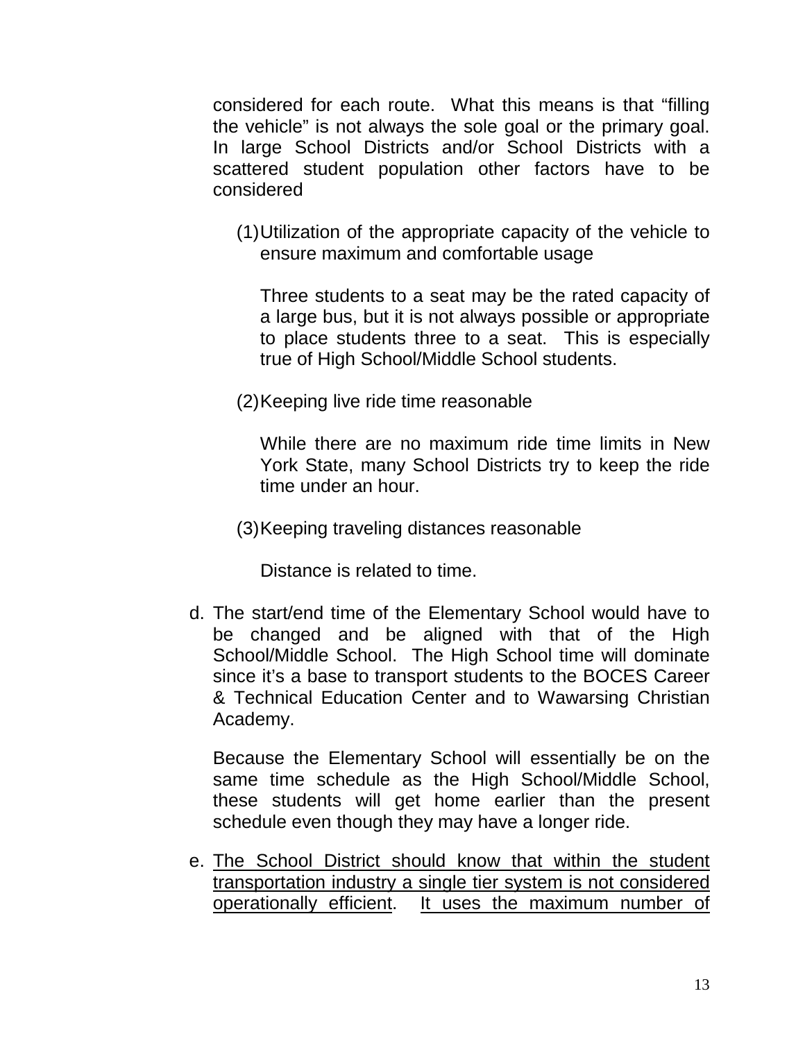considered for each route. What this means is that "filling the vehicle" is not always the sole goal or the primary goal. In large School Districts and/or School Districts with a scattered student population other factors have to be considered

(1) Utilization of the appropriate capacity of the vehicle to ensure maximum and comfortable usage

    Three students to a seat may be the rated capacity of a large bus, but it is not always possible or appropriate to place students three to a seat. This is especially true of High School/Middle School students.

(2) Keeping live ride time reasonable

    While there are no maximum ride time limits in New York State, many School Districts try to keep the ride time under an hour.

(3) Keeping traveling distances reasonable

    Distance is related to time.

d. The start/end time of the Elementary School would have to be changed and be aligned with that of the High School/Middle School. The High School time will dominate since it's a base to transport students to the BOCES Career & Technical Education Center and to Wawarsing Christian Academy.

   Because the Elementary School will essentially be on the same time schedule as the High School/Middle School, these students will get home earlier than the present schedule even though they may have a longer ride.

e. <u>The School District should know that within the student transportation industry a single tier system is not considered operationally efficient</u>. <u>It uses the maximum number of</u>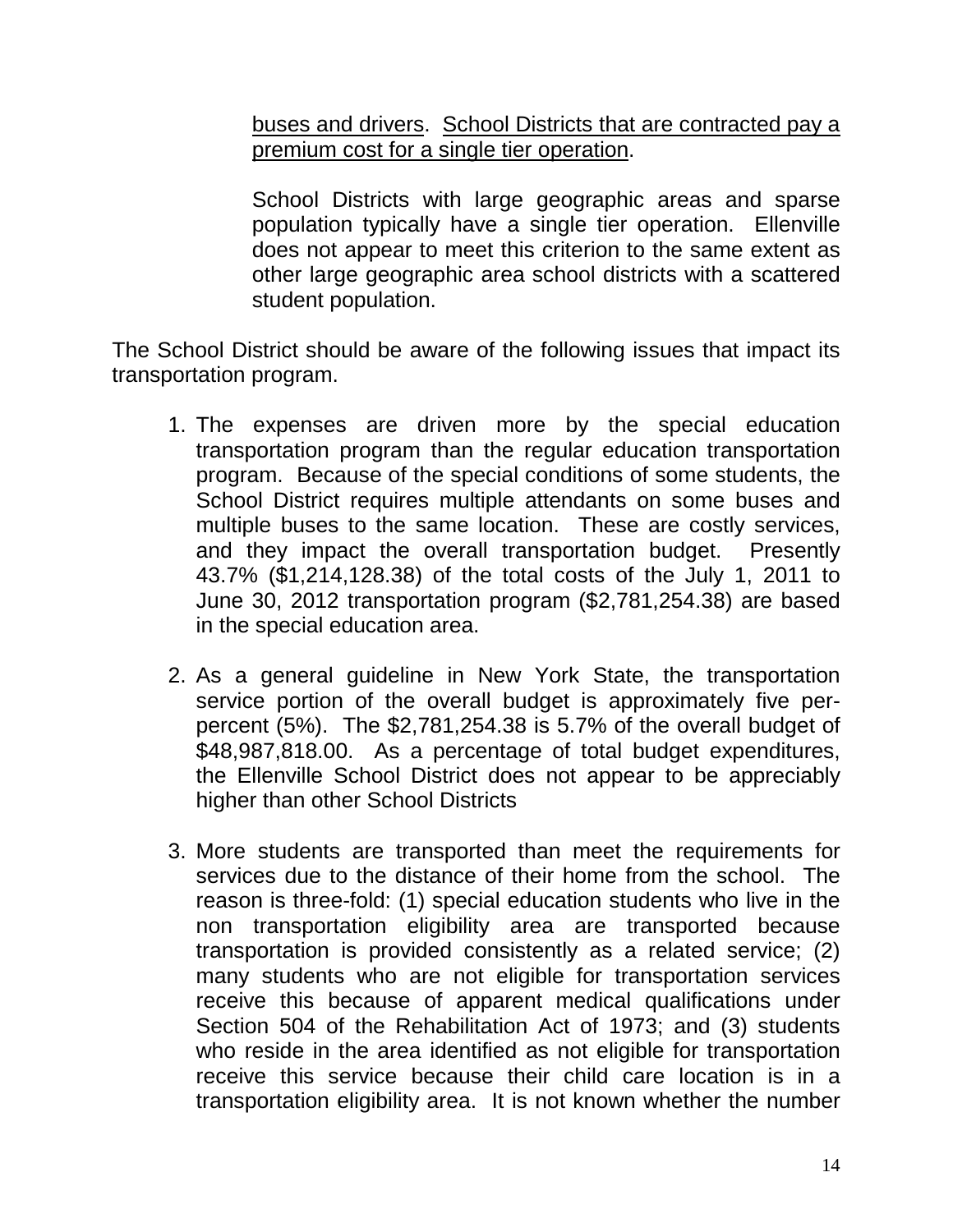buses and drivers. School Districts that are contracted pay a premium cost for a single tier operation.

School Districts with large geographic areas and sparse population typically have a single tier operation. Ellenville does not appear to meet this criterion to the same extent as other large geographic area school districts with a scattered student population.

The School District should be aware of the following issues that impact its transportation program.

1. The expenses are driven more by the special education transportation program than the regular education transportation program. Because of the special conditions of some students, the School District requires multiple attendants on some buses and multiple buses to the same location. These are costly services, and they impact the overall transportation budget. Presently 43.7% ($1,214,128.38) of the total costs of the July 1, 2011 to June 30, 2012 transportation program ($2,781,254.38) are based in the special education area.

2. As a general guideline in New York State, the transportation service portion of the overall budget is approximately five per-percent (5%). The $2,781,254.38 is 5.7% of the overall budget of $48,987,818.00. As a percentage of total budget expenditures, the Ellenville School District does not appear to be appreciably higher than other School Districts

3. More students are transported than meet the requirements for services due to the distance of their home from the school. The reason is three-fold: (1) special education students who live in the non transportation eligibility area are transported because transportation is provided consistently as a related service; (2) many students who are not eligible for transportation services receive this because of apparent medical qualifications under Section 504 of the Rehabilitation Act of 1973; and (3) students who reside in the area identified as not eligible for transportation receive this service because their child care location is in a transportation eligibility area. It is not known whether the number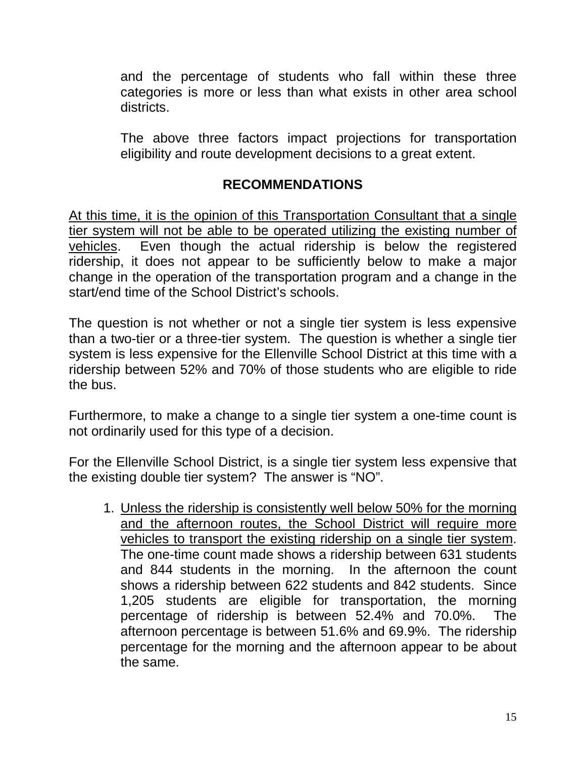and the percentage of students who fall within these three categories is more or less than what exists in other area school districts.

The above three factors impact projections for transportation eligibility and route development decisions to a great extent.

## RECOMMENDATIONS

<u>At this time, it is the opinion of this Transportation Consultant that a single tier system will not be able to be operated utilizing the existing number of vehicles</u>. Even though the actual ridership is below the registered ridership, it does not appear to be sufficiently below to make a major change in the operation of the transportation program and a change in the start/end time of the School District's schools.

The question is not whether or not a single tier system is less expensive than a two-tier or a three-tier system. The question is whether a single tier system is less expensive for the Ellenville School District at this time with a ridership between 52% and 70% of those students who are eligible to ride the bus.

Furthermore, to make a change to a single tier system a one-time count is not ordinarily used for this type of a decision.

For the Ellenville School District, is a single tier system less expensive that the existing double tier system? The answer is "NO".

1. <u>Unless the ridership is consistently well below 50% for the morning and the afternoon routes, the School District will require more vehicles to transport the existing ridership on a single tier system</u>. The one-time count made shows a ridership between 631 students and 844 students in the morning. In the afternoon the count shows a ridership between 622 students and 842 students. Since 1,205 students are eligible for transportation, the morning percentage of ridership is between 52.4% and 70.0%. The afternoon percentage is between 51.6% and 69.9%. The ridership percentage for the morning and the afternoon appear to be about the same.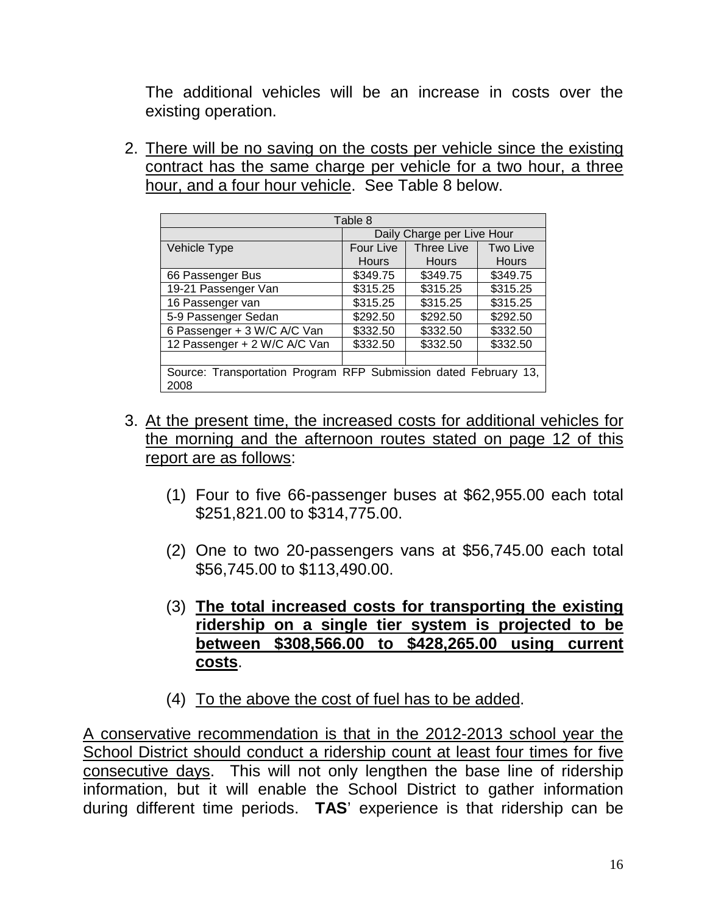The additional vehicles will be an increase in costs over the existing operation.

2. <u>There will be no saving on the costs per vehicle since the existing contract has the same charge per vehicle for a two hour, a three hour, and a four hour vehicle</u>. See Table 8 below.

| Table 8 | | | |
|---|---|---|---|
| | Daily Charge per Live Hour | | |
| Vehicle Type | Four Live Hours | Three Live Hours | Two Live Hours |
| 66 Passenger Bus | $349.75 | $349.75 | $349.75 |
| 19-21 Passenger Van | $315.25 | $315.25 | $315.25 |
| 16 Passenger van | $315.25 | $315.25 | $315.25 |
| 5-9 Passenger Sedan | $292.50 | $292.50 | $292.50 |
| 6 Passenger + 3 W/C A/C Van | $332.50 | $332.50 | $332.50 |
| 12 Passenger + 2 W/C A/C Van | $332.50 | $332.50 | $332.50 |
| | | | |
| Source: Transportation Program RFP Submission dated February 13, 2008 | | | |

3. <u>At the present time, the increased costs for additional vehicles for the morning and the afternoon routes stated on page 12 of this report are as follows</u>:

   (1) Four to five 66-passenger buses at $62,955.00 each total $251,821.00 to $314,775.00.

   (2) One to two 20-passengers vans at $56,745.00 each total $56,745.00 to $113,490.00.

   (3) **<u>The total increased costs for transporting the existing ridership on a single tier system is projected to be between $308,566.00 to $428,265.00 using current costs</u>**.

   (4) <u>To the above the cost of fuel has to be added</u>.

<u>A conservative recommendation is that in the 2012-2013 school year the School District should conduct a ridership count at least four times for five consecutive days</u>. This will not only lengthen the base line of ridership information, but it will enable the School District to gather information during different time periods. **TAS**' experience is that ridership can be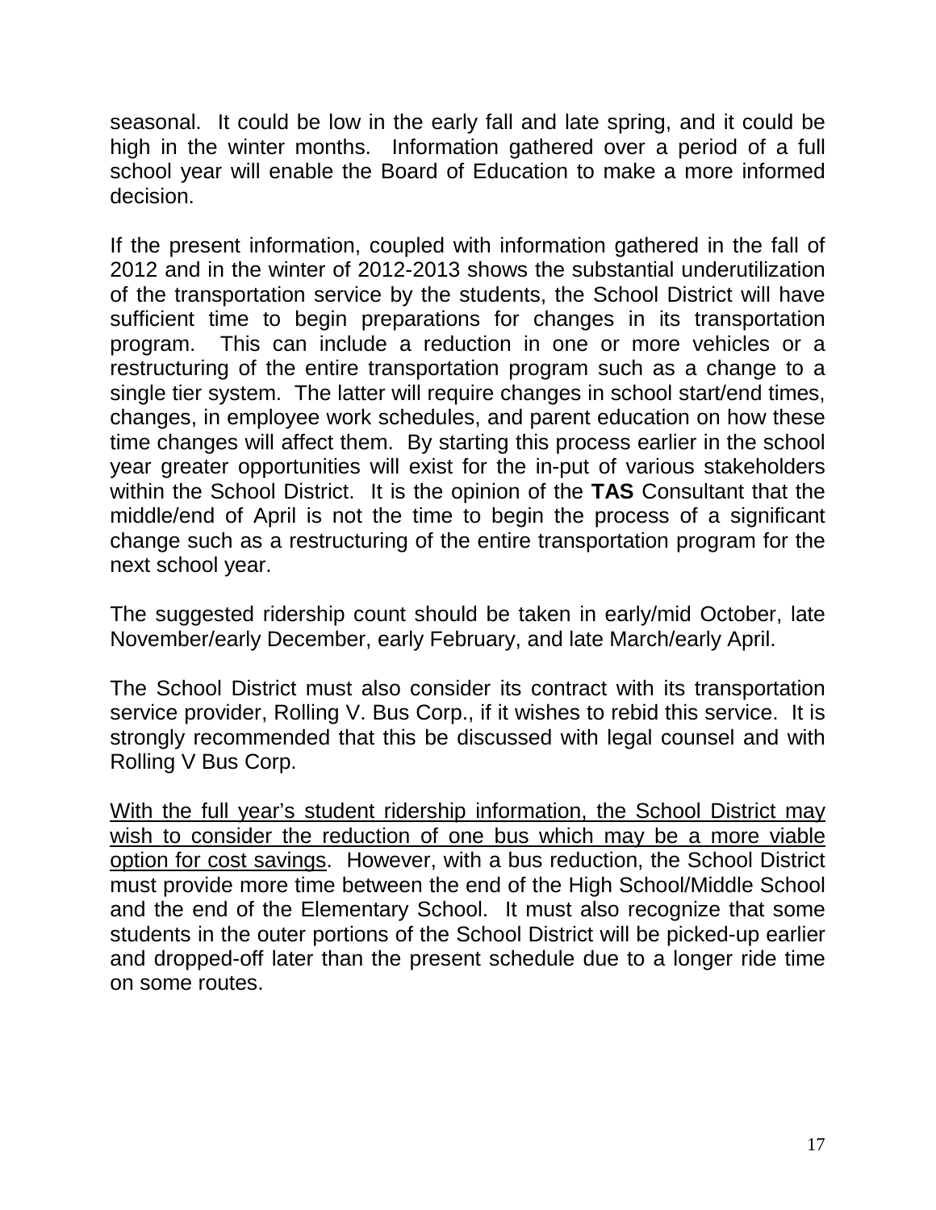seasonal. It could be low in the early fall and late spring, and it could be high in the winter months. Information gathered over a period of a full school year will enable the Board of Education to make a more informed decision.

If the present information, coupled with information gathered in the fall of 2012 and in the winter of 2012-2013 shows the substantial underutilization of the transportation service by the students, the School District will have sufficient time to begin preparations for changes in its transportation program. This can include a reduction in one or more vehicles or a restructuring of the entire transportation program such as a change to a single tier system. The latter will require changes in school start/end times, changes, in employee work schedules, and parent education on how these time changes will affect them. By starting this process earlier in the school year greater opportunities will exist for the in-put of various stakeholders within the School District. It is the opinion of the **TAS** Consultant that the middle/end of April is not the time to begin the process of a significant change such as a restructuring of the entire transportation program for the next school year.

The suggested ridership count should be taken in early/mid October, late November/early December, early February, and late March/early April.

The School District must also consider its contract with its transportation service provider, Rolling V. Bus Corp., if it wishes to rebid this service. It is strongly recommended that this be discussed with legal counsel and with Rolling V Bus Corp.

<u>With the full year's student ridership information, the School District may wish to consider the reduction of one bus which may be a more viable option for cost savings</u>. However, with a bus reduction, the School District must provide more time between the end of the High School/Middle School and the end of the Elementary School. It must also recognize that some students in the outer portions of the School District will be picked-up earlier and dropped-off later than the present schedule due to a longer ride time on some routes.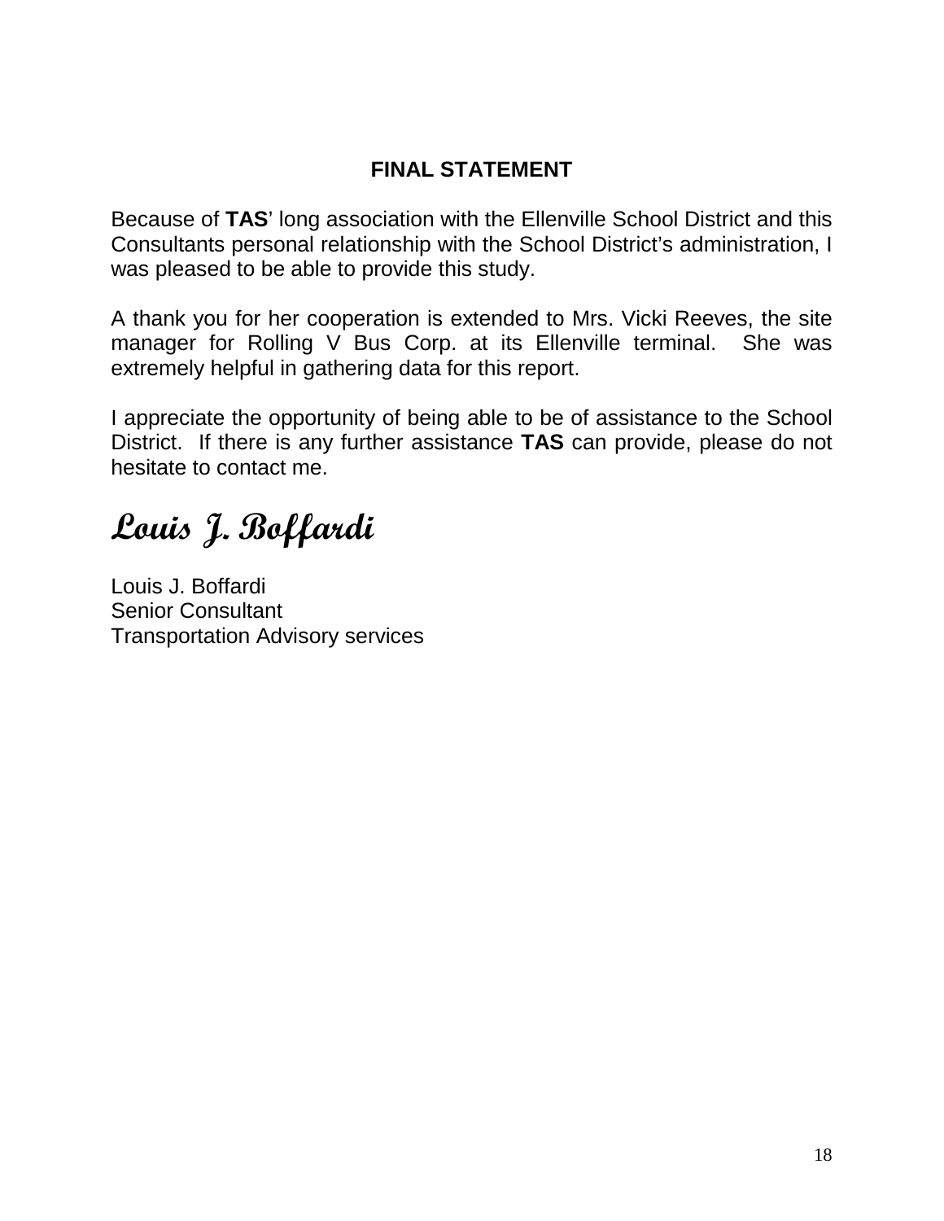## FINAL STATEMENT

Because of **TAS**' long association with the Ellenville School District and this Consultants personal relationship with the School District's administration, I was pleased to be able to provide this study.

A thank you for her cooperation is extended to Mrs. Vicki Reeves, the site manager for Rolling V Bus Corp. at its Ellenville terminal. She was extremely helpful in gathering data for this report.

I appreciate the opportunity of being able to be of assistance to the School District. If there is any further assistance **TAS** can provide, please do not hesitate to contact me.

***Louis J. Boffardi***

Louis J. Boffardi
Senior Consultant
Transportation Advisory services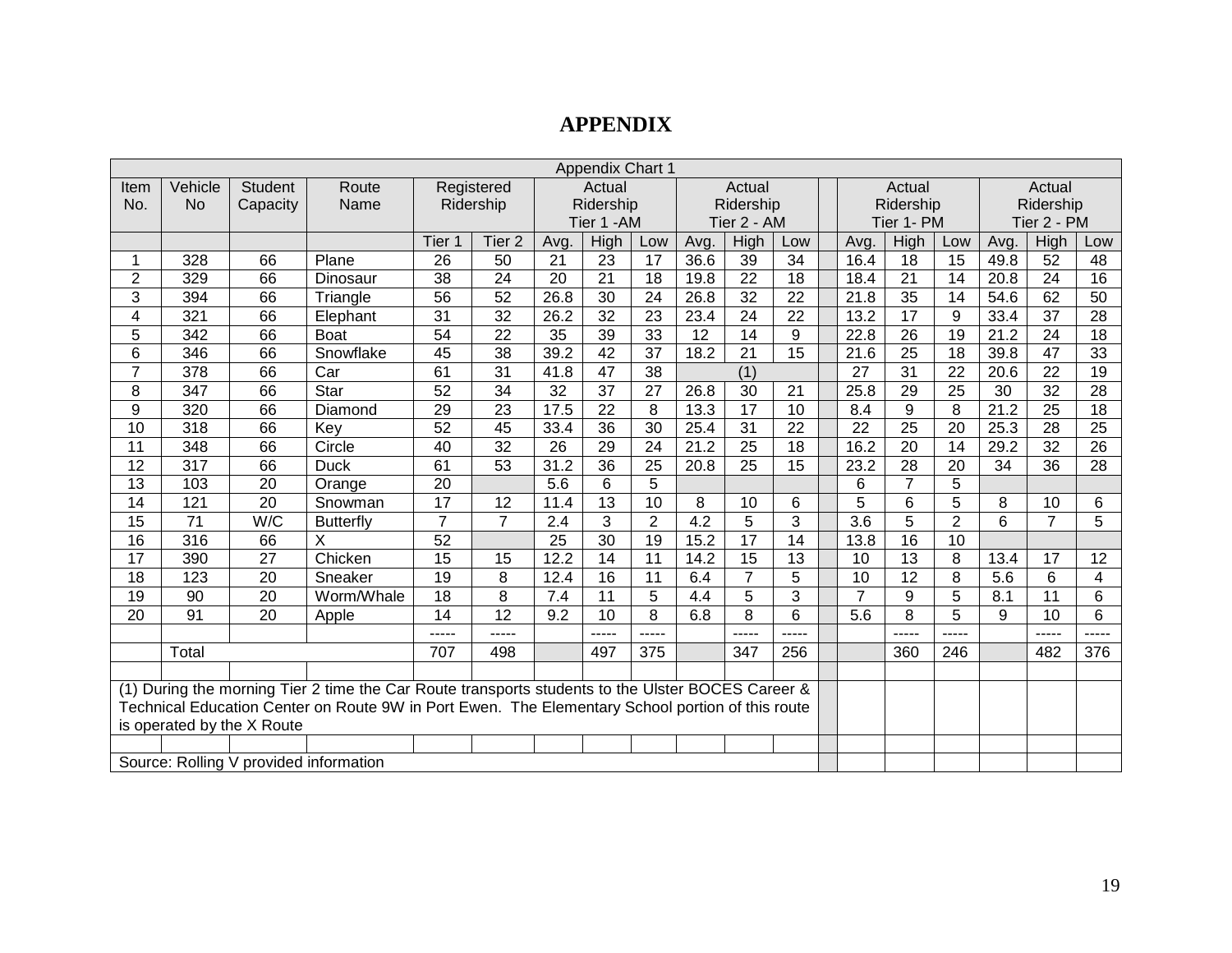# APPENDIX

| Appendix Chart 1 | | | | | | | | | | | | | | | | | | | | |
|---|---|---|---|---|---|---|---|---|---|---|---|---|---|---|---|---|---|---|---|---|
| Item No. | Vehicle No | Student Capacity | Route Name | Registered Ridership | | Actual Ridership Tier 1 -AM | | | Actual Ridership Tier 2 - AM | | | | Actual Ridership Tier 1- PM | | | Actual Ridership Tier 2 - PM | | |
| | | | | Tier 1 | Tier 2 | Avg. | High | Low | Avg. | High | Low | | Avg. | High | Low | Avg. | High | Low |
| 1 | 328 | 66 | Plane | 26 | 50 | 21 | 23 | 17 | 36.6 | 39 | 34 | | 16.4 | 18 | 15 | 49.8 | 52 | 48 |
| 2 | 329 | 66 | Dinosaur | 38 | 24 | 20 | 21 | 18 | 19.8 | 22 | 18 | | 18.4 | 21 | 14 | 20.8 | 24 | 16 |
| 3 | 394 | 66 | Triangle | 56 | 52 | 26.8 | 30 | 24 | 26.8 | 32 | 22 | | 21.8 | 35 | 14 | 54.6 | 62 | 50 |
| 4 | 321 | 66 | Elephant | 31 | 32 | 26.2 | 32 | 23 | 23.4 | 24 | 22 | | 13.2 | 17 | 9 | 33.4 | 37 | 28 |
| 5 | 342 | 66 | Boat | 54 | 22 | 35 | 39 | 33 | 12 | 14 | 9 | | 22.8 | 26 | 19 | 21.2 | 24 | 18 |
| 6 | 346 | 66 | Snowflake | 45 | 38 | 39.2 | 42 | 37 | 18.2 | 21 | 15 | | 21.6 | 25 | 18 | 39.8 | 47 | 33 |
| 7 | 378 | 66 | Car | 61 | 31 | 41.8 | 47 | 38 | | (1) | | | 27 | 31 | 22 | 20.6 | 22 | 19 |
| 8 | 347 | 66 | Star | 52 | 34 | 32 | 37 | 27 | 26.8 | 30 | 21 | | 25.8 | 29 | 25 | 30 | 32 | 28 |
| 9 | 320 | 66 | Diamond | 29 | 23 | 17.5 | 22 | 8 | 13.3 | 17 | 10 | | 8.4 | 9 | 8 | 21.2 | 25 | 18 |
| 10 | 318 | 66 | Key | 52 | 45 | 33.4 | 36 | 30 | 25.4 | 31 | 22 | | 22 | 25 | 20 | 25.3 | 28 | 25 |
| 11 | 348 | 66 | Circle | 40 | 32 | 26 | 29 | 24 | 21.2 | 25 | 18 | | 16.2 | 20 | 14 | 29.2 | 32 | 26 |
| 12 | 317 | 66 | Duck | 61 | 53 | 31.2 | 36 | 25 | 20.8 | 25 | 15 | | 23.2 | 28 | 20 | 34 | 36 | 28 |
| 13 | 103 | 20 | Orange | 20 | | 5.6 | 6 | 5 | | | | | 6 | 7 | 5 | | | |
| 14 | 121 | 20 | Snowman | 17 | 12 | 11.4 | 13 | 10 | 8 | 10 | 6 | | 5 | 6 | 5 | 8 | 10 | 6 |
| 15 | 71 | W/C | Butterfly | 7 | 7 | 2.4 | 3 | 2 | 4.2 | 5 | 3 | | 3.6 | 5 | 2 | 6 | 7 | 5 |
| 16 | 316 | 66 | X | 52 | | 25 | 30 | 19 | 15.2 | 17 | 14 | | 13.8 | 16 | 10 | | | |
| 17 | 390 | 27 | Chicken | 15 | 15 | 12.2 | 14 | 11 | 14.2 | 15 | 13 | | 10 | 13 | 8 | 13.4 | 17 | 12 |
| 18 | 123 | 20 | Sneaker | 19 | 8 | 12.4 | 16 | 11 | 6.4 | 7 | 5 | | 10 | 12 | 8 | 5.6 | 6 | 4 |
| 19 | 90 | 20 | Worm/Whale | 18 | 8 | 7.4 | 11 | 5 | 4.4 | 5 | 3 | | 7 | 9 | 5 | 8.1 | 11 | 6 |
| 20 | 91 | 20 | Apple | 14 | 12 | 9.2 | 10 | 8 | 6.8 | 8 | 6 | | 5.6 | 8 | 5 | 9 | 10 | 6 |
| | | | | ----- | ----- | | ----- | ----- | | ----- | ----- | | | ----- | ----- | | ----- | ----- |
| | Total | | | 707 | 498 | | 497 | 375 | | 347 | 256 | | | 360 | 246 | | 482 | 376 |
| (1) During the morning Tier 2 time the Car Route transports students to the Ulster BOCES Career & Technical Education Center on Route 9W in Port Ewen. The Elementary School portion of this route is operated by the X Route | | | | | | | | | | | | | | | | | | |
| Source: Rolling V provided information | | | | | | | | | | | | | | | | | | |